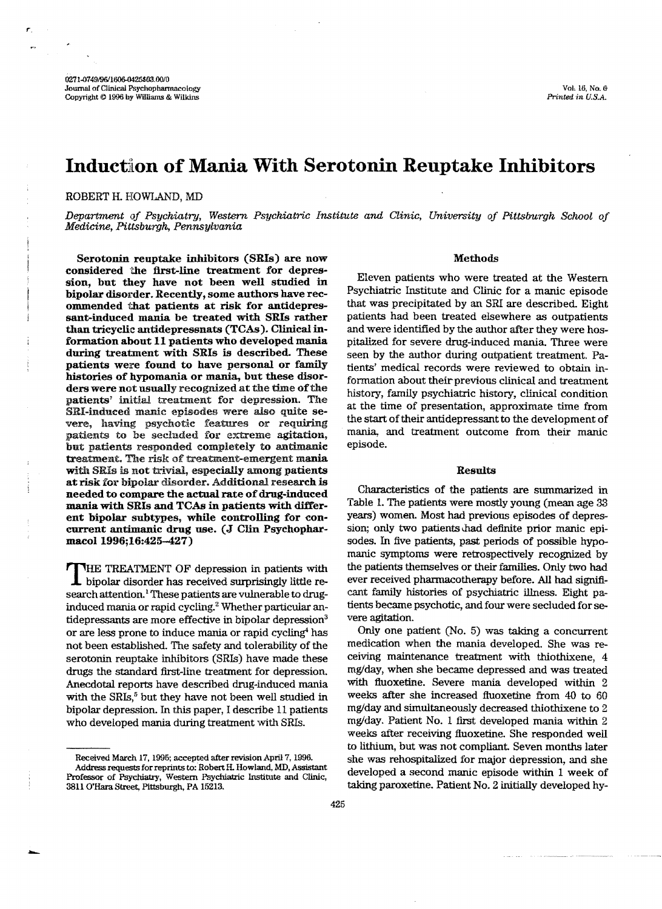# Induction of Mania With Serotonin Reuptake Inhibitors

ROBERT H. HOWLAND, MD

*Department of Psychiatry, Western Psychiatric Institute and Clinic, University of Pittsburgh School of Medicine, Pittsburgh, Pennsylvania*

**Serotonin reuptake inhibitors (SRIs) are now considered the first-line treatment for depression, but they have not been well studied in bipolar disorder. Recently, some authors have recommended that patients at risk for antidepressant-induced mania be treated with SRIs rather than tricyclic antidepresenats (TCAs). Clinical information about 11 patients who developed mania during treatment with SRIs is described. These patients were found to have personal or family histories of hypomania or mania, but these disorders were not usually recognized at the time of the patients' initial treatment for depression. The SRI-induced manic episodes were also quite severe, having psychotic features or requiring patients to be secluded for extreme agitation, but patients responded completely to antimanic treatment. The risk of treatment-emergent mania with SRIs is not trivial, especially among patients at risk for bipolar disorder. Additional research is needed to compare the actual rate of drug-induced mania with SRIs and TCAs in patients with different bipolar subtypes, while controlling for concurrent antimanic drug use. (J Clin Psychopharmacol 1996;16:425–427)**

THE TREATMENT OF depression in patients with bipolar disorder has received surprisingly little research attention.[1] These patients are vulnerable to drug-induced mania or rapid cycling.[2] Whether particular antidepressants are more effective in bipolar depression[3] or are less prone to induce mania or rapid cycling[4] has not been established. The safety and tolerability of the serotonin reuptake inhibitors (SRIs) have made these drugs the standard first-line treatment for depression. Anecdotal reports have described drug-induced mania with the SRIs,[5] but they have not been well studied in bipolar depression. In this paper, I describe 11 patients who developed mania during treatment with SRIs.

Received March 17, 1995; accepted after revision April 7, 1996.

Address requests for reprints to: Robert H. Howland, MD, Assistant Professor of Psychiatry, Western Psychiatric Institute and Clinic, 3811 O'Hara Street, Pittsburgh, PA 15213.

## Methods

Eleven patients who were treated at the Western Psychiatric Institute and Clinic for a manic episode that was precipitated by an SRI are described. Eight patients had been treated elsewhere as outpatients and were identified by the author after they were hospitalized for severe drug-induced mania. Three were seen by the author during outpatient treatment. Patients' medical records were reviewed to obtain information about their previous clinical and treatment history, family psychiatric history, clinical condition at the time of presentation, approximate time from the start of their antidepressant to the development of mania, and treatment outcome from their manic episode.

## Results

Characteristics of the patients are summarized in Table 1. The patients were mostly young (mean age 33 years) women. Most had previous episodes of depression; only two patients had definite prior manic episodes. In five patients, past periods of possible hypomanic symptoms were retrospectively recognized by the patients themselves or their families. Only two had ever received pharmacotherapy before. All had significant family histories of psychiatric illness. Eight patients became psychotic, and four were secluded for severe agitation.

Only one patient (No. 5) was taking a concurrent medication when the mania developed. She was receiving maintenance treatment with thiothixene, 4 mg/day, when she became depressed and was treated with fluoxetine. Severe mania developed within 2 weeks after she increased fluoxetine from 40 to 60 mg/day and simultaneously decreased thiothixene to 2 mg/day. Patient No. 1 first developed mania within 2 weeks after receiving fluoxetine. She responded well to lithium, but was not compliant. Seven months later she was rehospitalized for major depression, and she developed a second manic episode within 1 week of taking paroxetine. Patient No. 2 initially developed hy-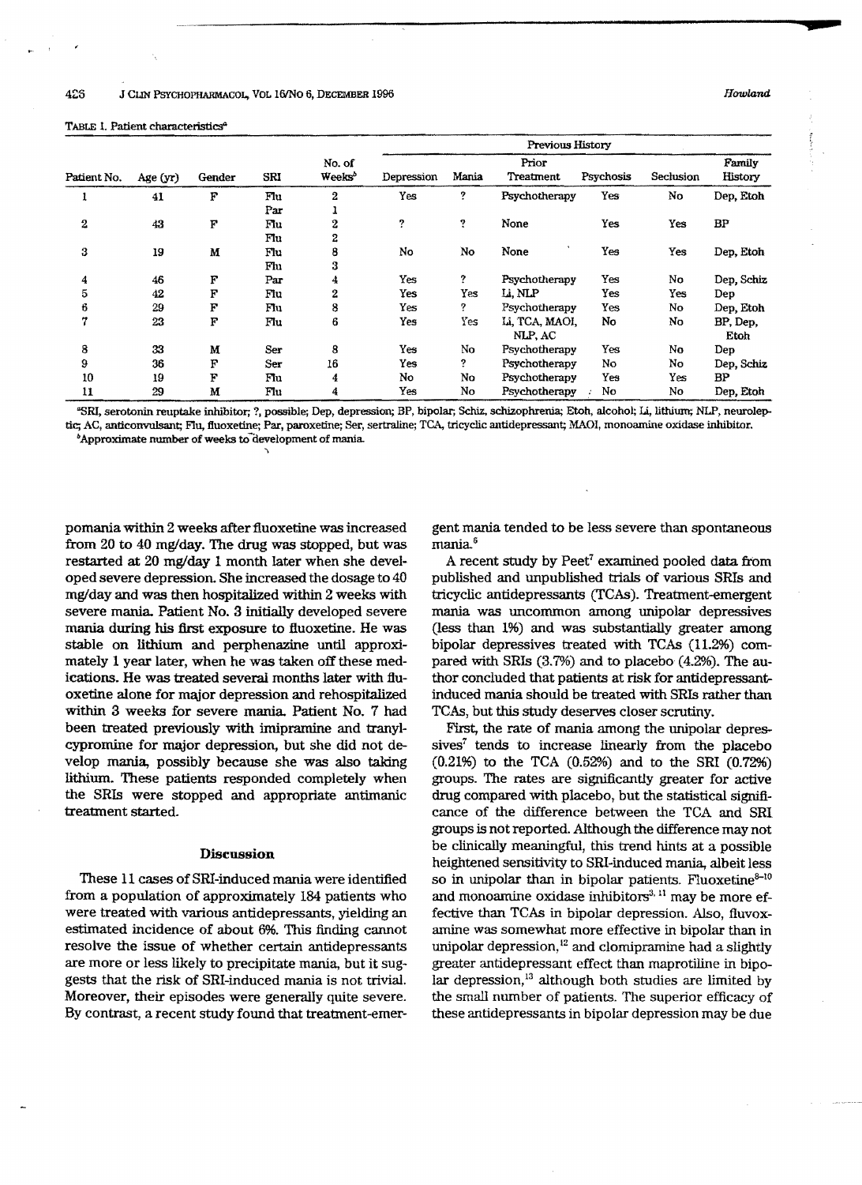TABLE 1. Patient characteristics[a]

| Patient No. | Age (yr) | Gender | SRI | No. of Weeks[b] | Previous History | | | | | Family History |
|---|---|---|---|---|---|---|---|---|---|---|
| | | | | | Depression | Mania | Prior Treatment | Psychosis | Seclusion | |
| 1 | 41 | F | Flu | 2 | Yes | ? | Psychotherapy | Yes | No | Dep, Etoh |
| | | | Par | 1 | | | | | | |
| 2 | 43 | F | Flu | 2 | ? | ? | None | Yes | Yes | BP |
| | | | Flu | 2 | | | | | | |
| 3 | 19 | M | Flu | 8 | No | No | None | Yes | Yes | Dep, Etoh |
| | | | Flu | 3 | | | | | | |
| 4 | 46 | F | Par | 4 | Yes | ? | Psychotherapy | Yes | No | Dep, Schiz |
| 5 | 42 | F | Flu | 2 | Yes | Yes | Li, NLP | Yes | Yes | Dep |
| 6 | 29 | F | Flu | 8 | Yes | ? | Psychotherapy | Yes | No | Dep, Etoh |
| 7 | 23 | F | Flu | 6 | Yes | Yes | Li, TCA, MAOI, NLP, AC | No | No | BP, Dep, Etoh |
| 8 | 33 | M | Ser | 8 | Yes | No | Psychotherapy | Yes | No | Dep |
| 9 | 36 | F | Ser | 16 | Yes | ? | Psychotherapy | No | No | Dep, Schiz |
| 10 | 19 | F | Flu | 4 | No | No | Psychotherapy | Yes | Yes | BP |
| 11 | 29 | M | Flu | 4 | Yes | No | Psychotherapy | No | No | Dep, Etoh |

[a]SRI, serotonin reuptake inhibitor; ?, possible; Dep, depression; BP, bipolar; Schiz, schizophrenia; Etoh, alcohol; Li, lithium; NLP, neuroleptic; AC, anticonvulsant; Flu, fluoxetine; Par, paroxetine; Ser, sertraline; TCA, tricyclic antidepressant; MAOI, monoamine oxidase inhibitor.
[b]Approximate number of weeks to development of mania.

pomania within 2 weeks after fluoxetine was increased from 20 to 40 mg/day. The drug was stopped, but was restarted at 20 mg/day 1 month later when she developed severe depression. She increased the dosage to 40 mg/day and was then hospitalized within 2 weeks with severe mania. Patient No. 3 initially developed severe mania during his first exposure to fluoxetine. He was stable on lithium and perphenazine until approximately 1 year later, when he was taken off these medications. He was treated several months later with fluoxetine alone for major depression and rehospitalized within 3 weeks for severe mania. Patient No. 7 had been treated previously with imipramine and tranylcypromine for major depression, but she did not develop mania, possibly because she was also taking lithium. These patients responded completely when the SRIs were stopped and appropriate antimanic treatment started.

## Discussion

These 11 cases of SRI-induced mania were identified from a population of approximately 184 patients who were treated with various antidepressants, yielding an estimated incidence of about 6%. This finding cannot resolve the issue of whether certain antidepressants are more or less likely to precipitate mania, but it suggests that the risk of SRI-induced mania is not trivial. Moreover, their episodes were generally quite severe. By contrast, a recent study found that treatment-emergent mania tended to be less severe than spontaneous mania.[6]

A recent study by Peet[7] examined pooled data from published and unpublished trials of various SRIs and tricyclic antidepressants (TCAs). Treatment-emergent mania was uncommon among unipolar depressives (less than 1%) and was substantially greater among bipolar depressives treated with TCAs (11.2%) compared with SRIs (3.7%) and to placebo (4.2%). The author concluded that patients at risk for antidepressant-induced mania should be treated with SRIs rather than TCAs, but this study deserves closer scrutiny.

First, the rate of mania among the unipolar depressives[7] tends to increase linearly from the placebo (0.21%) to the TCA (0.52%) and to the SRI (0.72%) groups. The rates are significantly greater for active drug compared with placebo, but the statistical significance of the difference between the TCA and SRI groups is not reported. Although the difference may not be clinically meaningful, this trend hints at a possible heightened sensitivity to SRI-induced mania, albeit less so in unipolar than in bipolar patients. Fluoxetine[8–10] and monoamine oxidase inhibitors[3, 11] may be more effective than TCAs in bipolar depression. Also, fluvoxamine was somewhat more effective in bipolar than in unipolar depression,[12] and clomipramine had a slightly greater antidepressant effect than maprotiline in bipolar depression,[13] although both studies are limited by the small number of patients. The superior efficacy of these antidepressants in bipolar depression may be due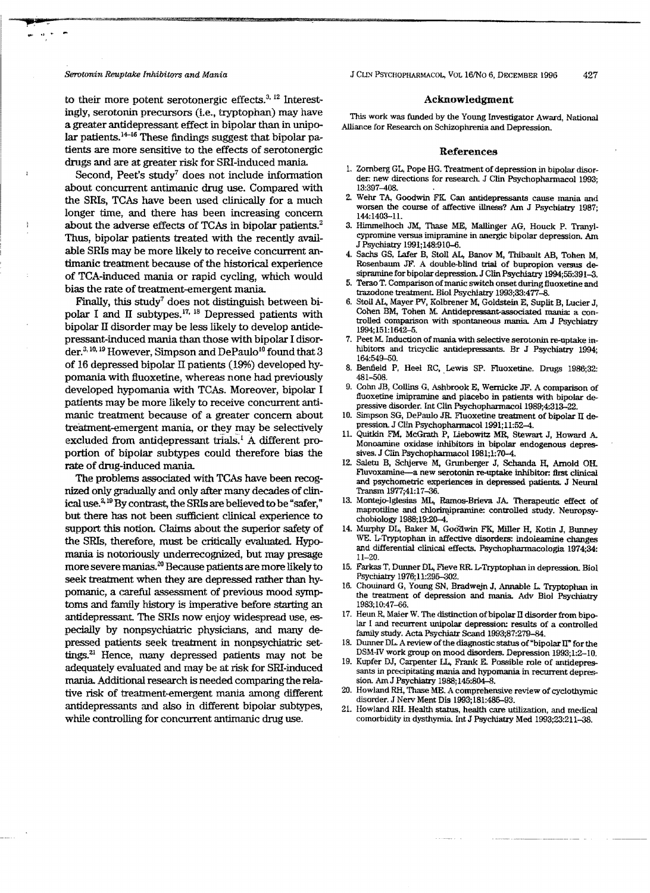to their more potent serotonergic effects.[3, 12] Interestingly, serotonin precursors (i.e., tryptophan) may have a greater antidepressant effect in bipolar than in unipolar patients.[14–16] These findings suggest that bipolar patients are more sensitive to the effects of serotonergic drugs and are at greater risk for SRI-induced mania.

Second, Peet's study[7] does not include information about concurrent antimanic drug use. Compared with the SRIs, TCAs have been used clinically for a much longer time, and there has been increasing concern about the adverse effects of TCAs in bipolar patients.[2] Thus, bipolar patients treated with the recently available SRIs may be more likely to receive concurrent antimanic treatment because of the historical experience of TCA-induced mania or rapid cycling, which would bias the rate of treatment-emergent mania.

Finally, this study[7] does not distinguish between bipolar I and II subtypes.[17, 18] Depressed patients with bipolar II disorder may be less likely to develop antidepressant-induced mania than those with bipolar I disorder.[3, 10, 19] However, Simpson and DePaulo[10] found that 3 of 16 depressed bipolar II patients (19%) developed hypomania with fluoxetine, whereas none had previously developed hypomania with TCAs. Moreover, bipolar I patients may be more likely to receive concurrent antimanic treatment because of a greater concern about treatment-emergent mania, or they may be selectively excluded from antidepressant trials.[1] A different proportion of bipolar subtypes could therefore bias the rate of drug-induced mania.

The problems associated with TCAs have been recognized only gradually and only after many decades of clinical use.[2, 19] By contrast, the SRIs are believed to be "safer," but there has not been sufficient clinical experience to support this notion. Claims about the superior safety of the SRIs, therefore, must be critically evaluated. Hypomania is notoriously underrecognized, but may presage more severe manias.[20] Because patients are more likely to seek treatment when they are depressed rather than hypomanic, a careful assessment of previous mood symptoms and family history is imperative before starting an antidepressant. The SRIs now enjoy widespread use, especially by nonpsychiatric physicians, and many depressed patients seek treatment in nonpsychiatric settings.[21] Hence, many depressed patients may not be adequately evaluated and may be at risk for SRI-induced mania. Additional research is needed comparing the relative risk of treatment-emergent mania among different antidepressants and also in different bipolar subtypes, while controlling for concurrent antimanic drug use.

## Acknowledgment

This work was funded by the Young Investigator Award, National Alliance for Research on Schizophrenia and Depression.

## References

1. Zornberg GL, Pope HG. Treatment of depression in bipolar disorder: new directions for research. J Clin Psychopharmacol 1993; 13:397–408.
2. Wehr TA, Goodwin FK. Can antidepressants cause mania and worsen the course of affective illness? Am J Psychiatry 1987; 144:1403–11.
3. Himmelhoch JM, Thase ME, Mallinger AG, Houck P. Tranylcypromine versus imipramine in anergic bipolar depression. Am J Psychiatry 1991;148:910–6.
4. Sachs GS, Lafer B, Stoll AL, Banov M, Thibault AB, Tohen M, Rosenbaum JF. A double-blind trial of bupropion versus desipramine for bipolar depression. J Clin Psychiatry 1994;55:391–3.
5. Terao T. Comparison of manic switch onset during fluoxetine and trazodone treatment. Biol Psychiatry 1993;33:477–8.
6. Stoll AL, Mayer PV, Kolbrener M, Goldstein E, Suplit B, Lucier J, Cohen BM, Tohen M. Antidepressant-associated mania: a controlled comparison with spontaneous mania. Am J Psychiatry 1994;151:1642–5.
7. Peet M. Induction of mania with selective serotonin re-uptake inhibitors and tricyclic antidepressants. Br J Psychiatry 1994; 164:549–50.
8. Benfield P, Heel RC, Lewis SP. Fluoxetine. Drugs 1986;32: 481–508.
9. Cohn JB, Collins G, Ashbrook E, Wernicke JF. A comparison of fluoxetine imipramine and placebo in patients with bipolar depressive disorder. Int Clin Psychopharmacol 1989;4:313–22.
10. Simpson SG, DePaulo JR. Fluoxetine treatment of bipolar II depression. J Clin Psychopharmacol 1991;11:52–4.
11. Quitkin FM, McGrath P, Liebowitz MR, Stewart J, Howard A. Monoamine oxidase inhibitors in bipolar endogenous depressives. J Clin Psychopharmacol 1981;1:70–4.
12. Saletu B, Schjerve M, Grunberger J, Schanda H, Arnold OH. Fluvoxamine—a new serotonin re-uptake inhibitor: first clinical and psychometric experiences in depressed patients. J Neural Transm 1977;41:17–36.
13. Montejo-Iglesias ML, Ramos-Brieva JA. Therapeutic effect of maprotiline and chlorimipramine: controlled study. Neuropsychobiology 1988;19:20–4.
14. Murphy DL, Baker M, Goodwin FK, Miller H, Kotin J, Bunney WE. L-Tryptophan in affective disorders: indoleamine changes and differential clinical effects. Psychopharmacologia 1974;34: 11–20.
15. Farkas T, Dunner DL, Fieve RR. L-Tryptophan in depression. Biol Psychiatry 1976;11:295–302.
16. Chouinard G, Young SN, Bradwejn J, Annable L. Tryptophan in the treatment of depression and mania. Adv Biol Psychiatry 1983;10:47–66.
17. Heun R, Maier W. The distinction of bipolar II disorder from bipolar I and recurrent unipolar depression: results of a controlled family study. Acta Psychiatr Scand 1993;87:279–84.
18. Dunner DL. A review of the diagnostic status of "bipolar II" for the DSM-IV work group on mood disorders. Depression 1993;1:2–10.
19. Kupfer DJ, Carpenter LL, Frank E. Possible role of antidepressants in precipitating mania and hypomania in recurrent depression. Am J Psychiatry 1988;145:804–8.
20. Howland RH, Thase ME. A comprehensive review of cyclothymic disorder. J Nerv Ment Dis 1993;181:485–93.
21. Howland RH. Health status, health care utilization, and medical comorbidity in dysthymia. Int J Psychiatry Med 1993;23:211–38.